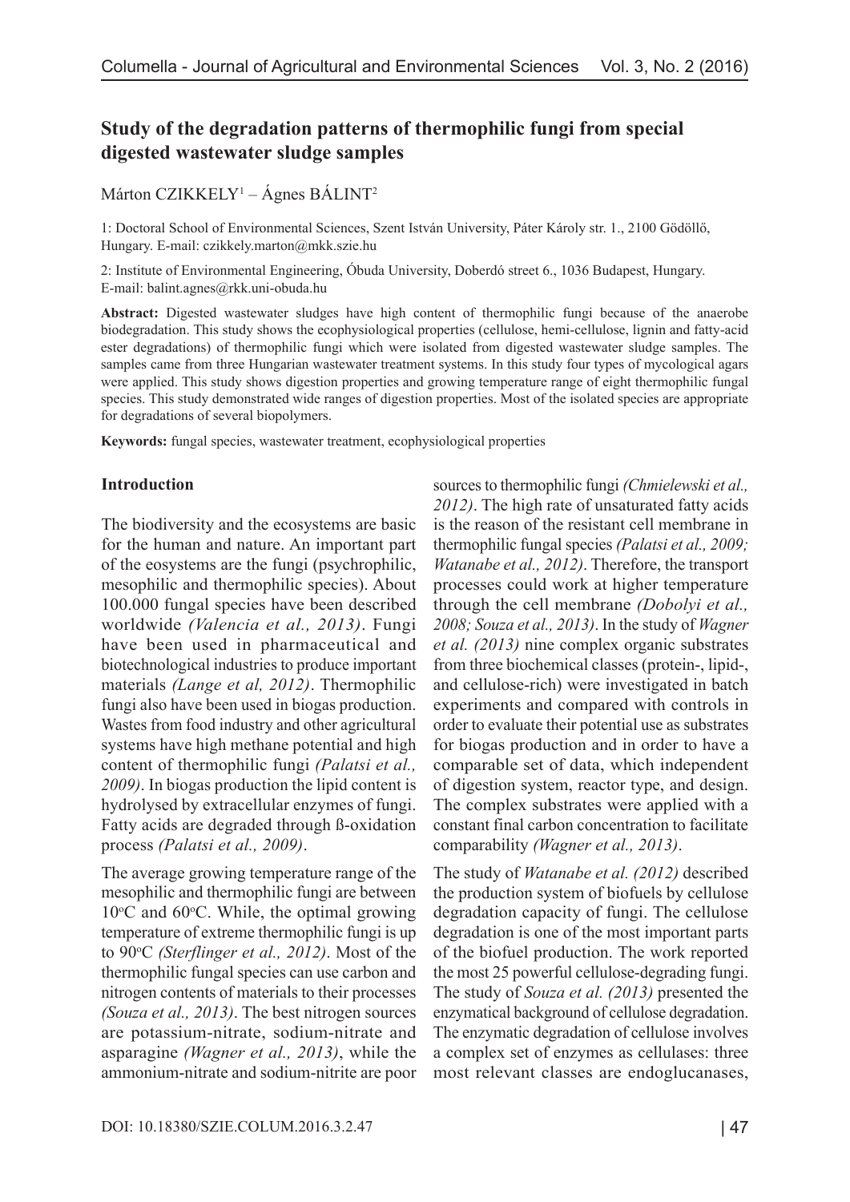# Study of the degradation patterns of thermophilic fungi from special digested wastewater sludge samples

Márton CZIKKELY[1] – Ágnes BÁLINT[2]

1: Doctoral School of Environmental Sciences, Szent István University, Páter Károly str. 1., 2100 Gödöllő, Hungary. E-mail: czikkely.marton@mkk.szie.hu

2: Institute of Environmental Engineering, Óbuda University, Doberdó street 6., 1036 Budapest, Hungary. E-mail: balint.agnes@rkk.uni-obuda.hu

**Abstract:** Digested wastewater sludges have high content of thermophilic fungi because of the anaerobe biodegradation. This study shows the ecophysiological properties (cellulose, hemi-cellulose, lignin and fatty-acid ester degradations) of thermophilic fungi which were isolated from digested wastewater sludge samples. The samples came from three Hungarian wastewater treatment systems. In this study four types of mycological agars were applied. This study shows digestion properties and growing temperature range of eight thermophilic fungal species. This study demonstrated wide ranges of digestion properties. Most of the isolated species are appropriate for degradations of several biopolymers.

**Keywords:** fungal species, wastewater treatment, ecophysiological properties

## Introduction

The biodiversity and the ecosystems are basic for the human and nature. An important part of the eosystems are the fungi (psychrophilic, mesophilic and thermophilic species). About 100.000 fungal species have been described worldwide *(Valencia et al., 2013)*. Fungi have been used in pharmaceutical and biotechnological industries to produce important materials *(Lange et al, 2012)*. Thermophilic fungi also have been used in biogas production. Wastes from food industry and other agricultural systems have high methane potential and high content of thermophilic fungi *(Palatsi et al., 2009)*. In biogas production the lipid content is hydrolysed by extracellular enzymes of fungi. Fatty acids are degraded through ß-oxidation process *(Palatsi et al., 2009)*.

The average growing temperature range of the mesophilic and thermophilic fungi are between 10°C and 60°C. While, the optimal growing temperature of extreme thermophilic fungi is up to 90°C *(Sterflinger et al., 2012)*. Most of the thermophilic fungal species can use carbon and nitrogen contents of materials to their processes *(Souza et al., 2013)*. The best nitrogen sources are potassium-nitrate, sodium-nitrate and asparagine *(Wagner et al., 2013)*, while the ammonium-nitrate and sodium-nitrite are poor sources to thermophilic fungi *(Chmielewski et al., 2012)*. The high rate of unsaturated fatty acids is the reason of the resistant cell membrane in thermophilic fungal species *(Palatsi et al., 2009; Watanabe et al., 2012)*. Therefore, the transport processes could work at higher temperature through the cell membrane *(Dobolyi et al., 2008; Souza et al., 2013)*. In the study of *Wagner et al. (2013)* nine complex organic substrates from three biochemical classes (protein-, lipid-, and cellulose-rich) were investigated in batch experiments and compared with controls in order to evaluate their potential use as substrates for biogas production and in order to have a comparable set of data, which independent of digestion system, reactor type, and design. The complex substrates were applied with a constant final carbon concentration to facilitate comparability *(Wagner et al., 2013)*.

The study of *Watanabe et al. (2012)* described the production system of biofuels by cellulose degradation capacity of fungi. The cellulose degradation is one of the most important parts of the biofuel production. The work reported the most 25 powerful cellulose-degrading fungi. The study of *Souza et al. (2013)* presented the enzymatical background of cellulose degradation. The enzymatic degradation of cellulose involves a complex set of enzymes as cellulases: three most relevant classes are endoglucanases,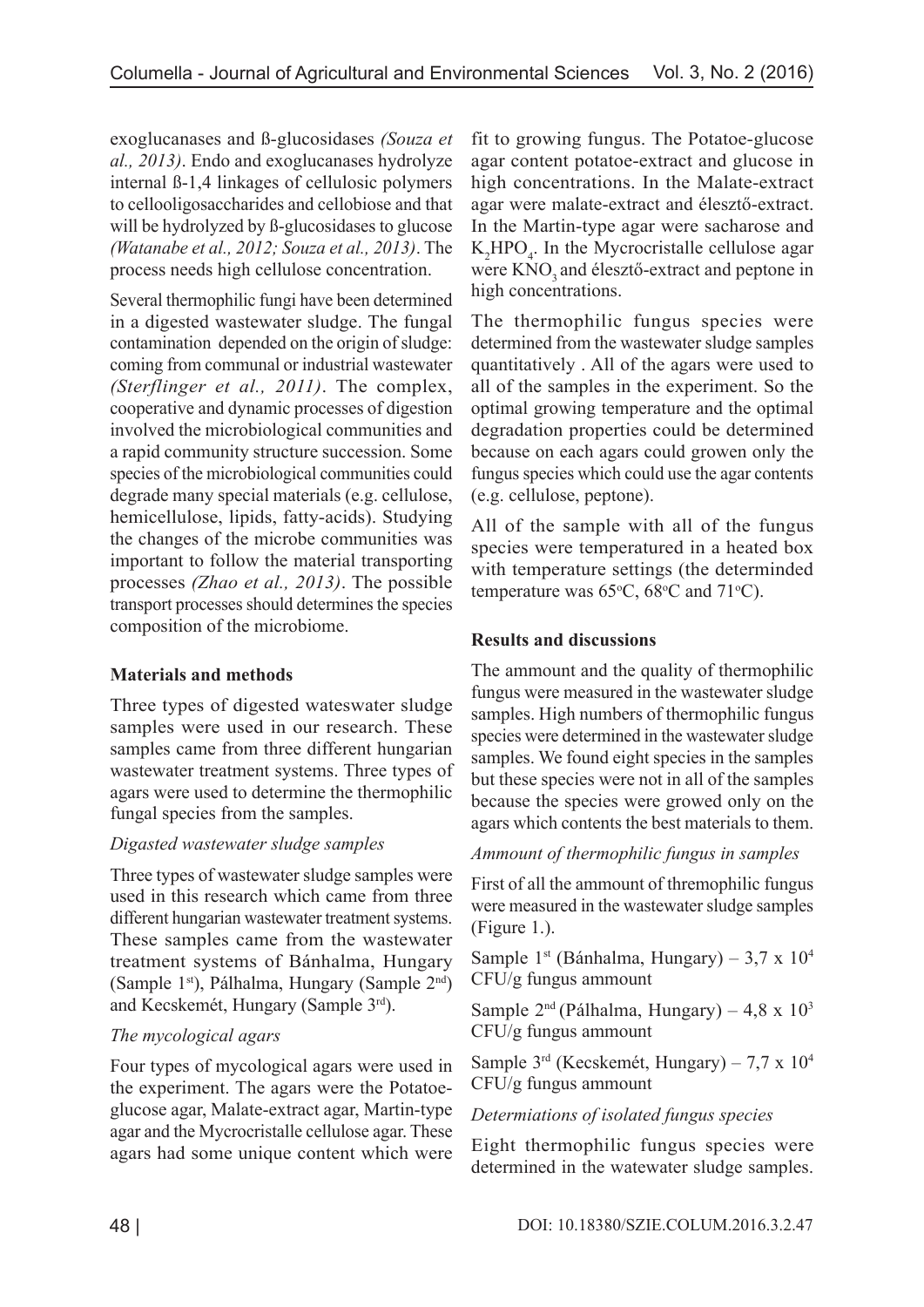exoglucanases and ß-glucosidases *(Souza et al., 2013)*. Endo and exoglucanases hydrolyze internal ß-1,4 linkages of cellulosic polymers to cellooligosaccharides and cellobiose and that will be hydrolyzed by ß-glucosidases to glucose *(Watanabe et al., 2012; Souza et al., 2013)*. The process needs high cellulose concentration.

Several thermophilic fungi have been determined in a digested wastewater sludge. The fungal contamination depended on the origin of sludge: coming from communal or industrial wastewater *(Sterflinger et al., 2011)*. The complex, cooperative and dynamic processes of digestion involved the microbiological communities and a rapid community structure succession. Some species of the microbiological communities could degrade many special materials (e.g. cellulose, hemicellulose, lipids, fatty-acids). Studying the changes of the microbe communities was important to follow the material transporting processes *(Zhao et al., 2013)*. The possible transport processes should determines the species composition of the microbiome.

## Materials and methods

Three types of digested wateswater sludge samples were used in our research. These samples came from three different hungarian wastewater treatment systems. Three types of agars were used to determine the thermophilic fungal species from the samples.

### *Digasted wastewater sludge samples*

Three types of wastewater sludge samples were used in this research which came from three different hungarian wastewater treatment systems. These samples came from the wastewater treatment systems of Bánhalma, Hungary (Sample 1st), Pálhalma, Hungary (Sample 2nd) and Kecskemét, Hungary (Sample 3rd).

### *The mycological agars*

Four types of mycological agars were used in the experiment. The agars were the Potatoe-glucose agar, Malate-extract agar, Martin-type agar and the Mycrocristalle cellulose agar. These agars had some unique content which were fit to growing fungus. The Potatoe-glucose agar content potatoe-extract and glucose in high concentrations. In the Malate-extract agar were malate-extract and élesztő-extract. In the Martin-type agar were sacharose and $K_2HPO_4$. In the Mycrocristalle cellulose agar were $KNO_3$ and élesztő-extract and peptone in high concentrations.

The thermophilic fungus species were determined from the wastewater sludge samples quantitatively . All of the agars were used to all of the samples in the experiment. So the optimal growing temperature and the optimal degradation properties could be determined because on each agars could growen only the fungus species which could use the agar contents (e.g. cellulose, peptone).

All of the sample with all of the fungus species were temperatured in a heated box with temperature settings (the determinded temperature was 65°C, 68°C and 71°C).

## Results and discussions

The ammount and the quality of thermophilic fungus were measured in the wastewater sludge samples. High numbers of thermophilic fungus species were determined in the wastewater sludge samples. We found eight species in the samples but these species were not in all of the samples because the species were growed only on the agars which contents the best materials to them.

### *Ammount of thermophilic fungus in samples*

First of all the ammount of thremophilic fungus were measured in the wastewater sludge samples (Figure 1.).

Sample 1st (Bánhalma, Hungary) – $3,7 \times 10^4$ CFU/g fungus ammount

Sample 2nd (Pálhalma, Hungary) – $4,8 \times 10^3$ CFU/g fungus ammount

Sample 3rd (Kecskemét, Hungary) – $7,7 \times 10^4$ CFU/g fungus ammount

### *Determiations of isolated fungus species*

Eight thermophilic fungus species were determined in the watewater sludge samples.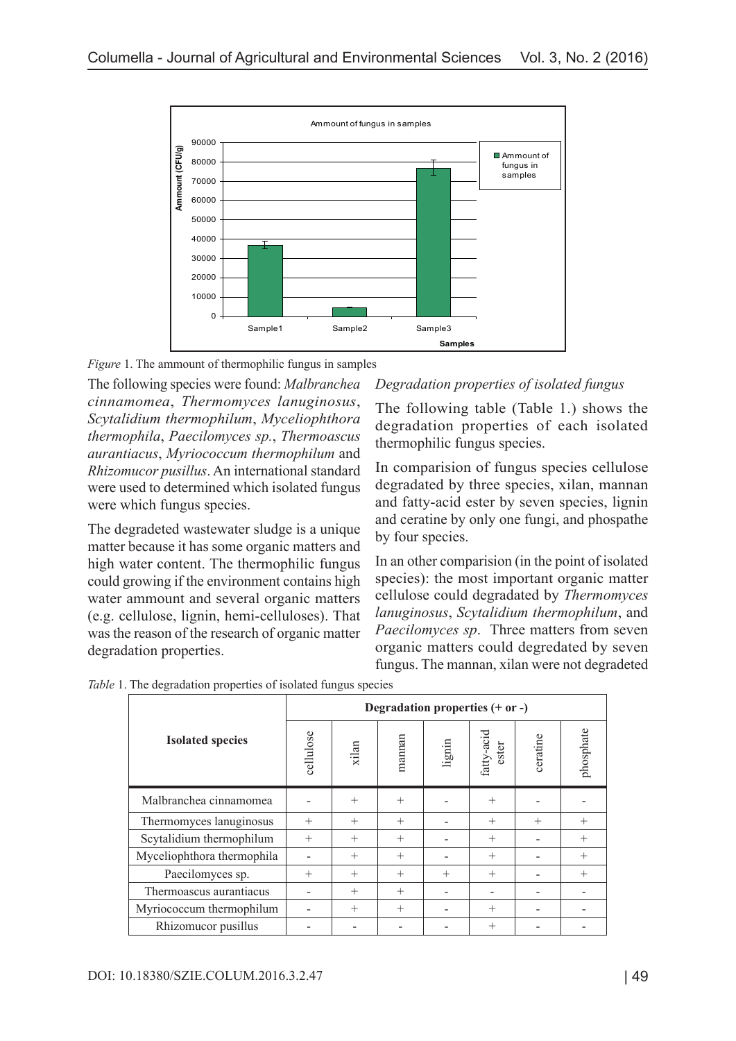*Figure* 1. The ammount of thermophilic fungus in samples

The following species were found: *Malbranchea cinnamomea*, *Thermomyces lanuginosus*, *Scytalidium thermophilum*, *Myceliophthora thermophila*, *Paecilomyces sp.*, *Thermoascus aurantiacus*, *Myriococcum thermophilum* and *Rhizomucor pusillus*. An international standard were used to determined which isolated fungus were which fungus species.

The degradeted wastewater sludge is a unique matter because it has some organic matters and high water content. The thermophilic fungus could growing if the environment contains high water ammount and several organic matters (e.g. cellulose, lignin, hemi-celluloses). That was the reason of the research of organic matter degradation properties.

*Degradation properties of isolated fungus*

The following table (Table 1.) shows the degradation properties of each isolated thermophilic fungus species.

In comparision of fungus species cellulose degradated by three species, xilan, mannan and fatty-acid ester by seven species, lignin and ceratine by only one fungi, and phospathe by four species.

In an other comparision (in the point of isolated species): the most important organic matter cellulose could degradated by *Thermomyces lanuginosus*, *Scytalidium thermophilum*, and *Paecilomyces sp*. Three matters from seven organic matters could degredated by seven fungus. The mannan, xilan were not degradeted

*Table* 1. The degradation properties of isolated fungus species

| Isolated species | Degradation properties (+ or -) | | | | | | |
|---|---|---|---|---|---|---|---|
| | cellulose | xilan | mannan | lignin | fatty-acid ester | ceratine | phosphate |
| Malbranchea cinnamomea | - | + | + | - | + | - | - |
| Thermomyces lanuginosus | + | + | + | - | + | + | + |
| Scytalidium thermophilum | + | + | + | - | + | - | + |
| Myceliophthora thermophila | - | + | + | - | + | - | + |
| Paecilomyces sp. | + | + | + | + | + | - | + |
| Thermoascus aurantiacus | - | + | + | - | - | - | - |
| Myriococcum thermophilum | - | + | + | - | + | - | - |
| Rhizomucor pusillus | - | - | - | - | + | - | - |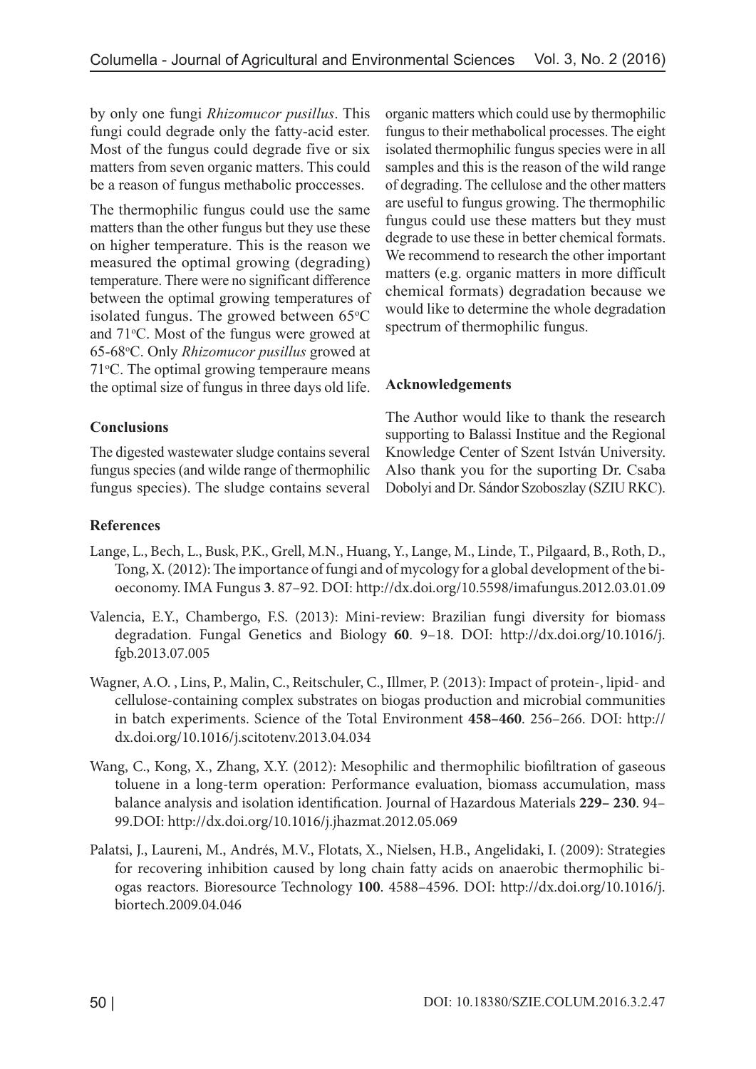by only one fungi *Rhizomucor pusillus*. This fungi could degrade only the fatty-acid ester. Most of the fungus could degrade five or six matters from seven organic matters. This could be a reason of fungus methabolic proccesses.

The thermophilic fungus could use the same matters than the other fungus but they use these on higher temperature. This is the reason we measured the optimal growing (degrading) temperature. There were no significant difference between the optimal growing temperatures of isolated fungus. The growed between 65°C and 71°C. Most of the fungus were growed at 65-68°C. Only *Rhizomucor pusillus* growed at 71°C. The optimal growing temperaure means the optimal size of fungus in three days old life.

## Conclusions

The digested wastewater sludge contains several fungus species (and wilde range of thermophilic fungus species). The sludge contains several organic matters which could use by thermophilic fungus to their methabolical processes. The eight isolated thermophilic fungus species were in all samples and this is the reason of the wild range of degrading. The cellulose and the other matters are useful to fungus growing. The thermophilic fungus could use these matters but they must degrade to use these in better chemical formats. We recommend to research the other important matters (e.g. organic matters in more difficult chemical formats) degradation because we would like to determine the whole degradation spectrum of thermophilic fungus.

## Acknowledgements

The Author would like to thank the research supporting to Balassi Institue and the Regional Knowledge Center of Szent István University. Also thank you for the suporting Dr. Csaba Dobolyi and Dr. Sándor Szoboszlay (SZIU RKC).

## References

Lange, L., Bech, L., Busk, P.K., Grell, M.N., Huang, Y., Lange, M., Linde, T., Pilgaard, B., Roth, D., Tong, X. (2012): The importance of fungi and of mycology for a global development of the bioeconomy. IMA Fungus **3**. 87–92. DOI: http://dx.doi.org/10.5598/imafungus.2012.03.01.09

Valencia, E.Y., Chambergo, F.S. (2013): Mini-review: Brazilian fungi diversity for biomass degradation. Fungal Genetics and Biology **60**. 9–18. DOI: http://dx.doi.org/10.1016/j.fgb.2013.07.005

Wagner, A.O. , Lins, P., Malin, C., Reitschuler, C., Illmer, P. (2013): Impact of protein-, lipid- and cellulose-containing complex substrates on biogas production and microbial communities in batch experiments. Science of the Total Environment **458–460**. 256–266. DOI: http://dx.doi.org/10.1016/j.scitotenv.2013.04.034

Wang, C., Kong, X., Zhang, X.Y. (2012): Mesophilic and thermophilic biofiltration of gaseous toluene in a long-term operation: Performance evaluation, biomass accumulation, mass balance analysis and isolation identification. Journal of Hazardous Materials **229– 230**. 94–99.DOI: http://dx.doi.org/10.1016/j.jhazmat.2012.05.069

Palatsi, J., Laureni, M., Andrés, M.V., Flotats, X., Nielsen, H.B., Angelidaki, I. (2009): Strategies for recovering inhibition caused by long chain fatty acids on anaerobic thermophilic biogas reactors. Bioresource Technology **100**. 4588–4596. DOI: http://dx.doi.org/10.1016/j.biortech.2009.04.046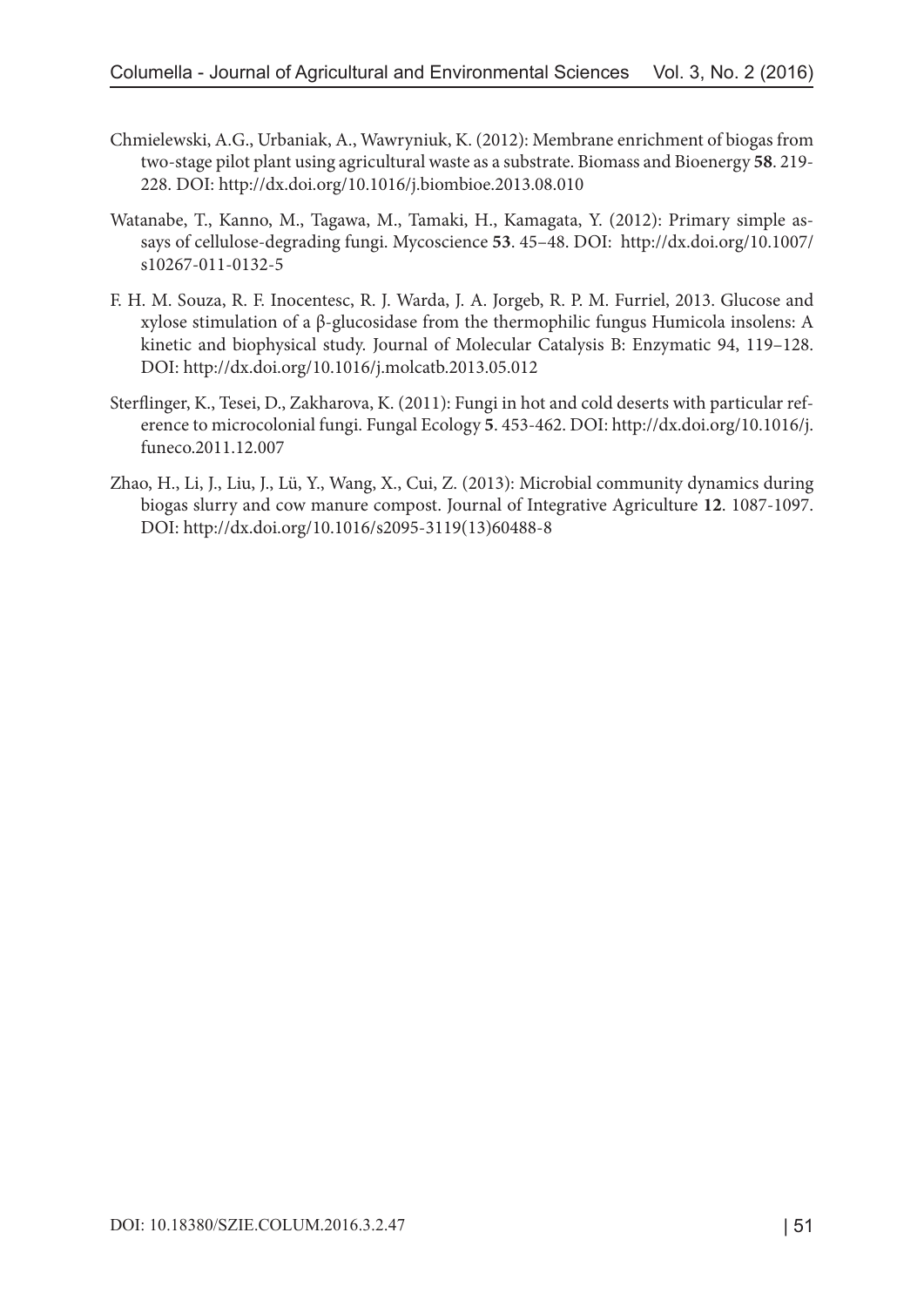Chmielewski, A.G., Urbaniak, A., Wawryniuk, K. (2012): Membrane enrichment of biogas from two-stage pilot plant using agricultural waste as a substrate. Biomass and Bioenergy **58**. 219-228. DOI: http://dx.doi.org/10.1016/j.biombioe.2013.08.010

Watanabe, T., Kanno, M., Tagawa, M., Tamaki, H., Kamagata, Y. (2012): Primary simple assays of cellulose-degrading fungi. Mycoscience **53**. 45–48. DOI: http://dx.doi.org/10.1007/s10267-011-0132-5

F. H. M. Souza, R. F. Inocentesc, R. J. Warda, J. A. Jorgeb, R. P. M. Furriel, 2013. Glucose and xylose stimulation of a β-glucosidase from the thermophilic fungus Humicola insolens: A kinetic and biophysical study. Journal of Molecular Catalysis B: Enzymatic 94, 119–128. DOI: http://dx.doi.org/10.1016/j.molcatb.2013.05.012

Sterflinger, K., Tesei, D., Zakharova, K. (2011): Fungi in hot and cold deserts with particular reference to microcolonial fungi. Fungal Ecology **5**. 453-462. DOI: http://dx.doi.org/10.1016/j.funeco.2011.12.007

Zhao, H., Li, J., Liu, J., Lü, Y., Wang, X., Cui, Z. (2013): Microbial community dynamics during biogas slurry and cow manure compost. Journal of Integrative Agriculture **12**. 1087-1097. DOI: http://dx.doi.org/10.1016/s2095-3119(13)60488-8